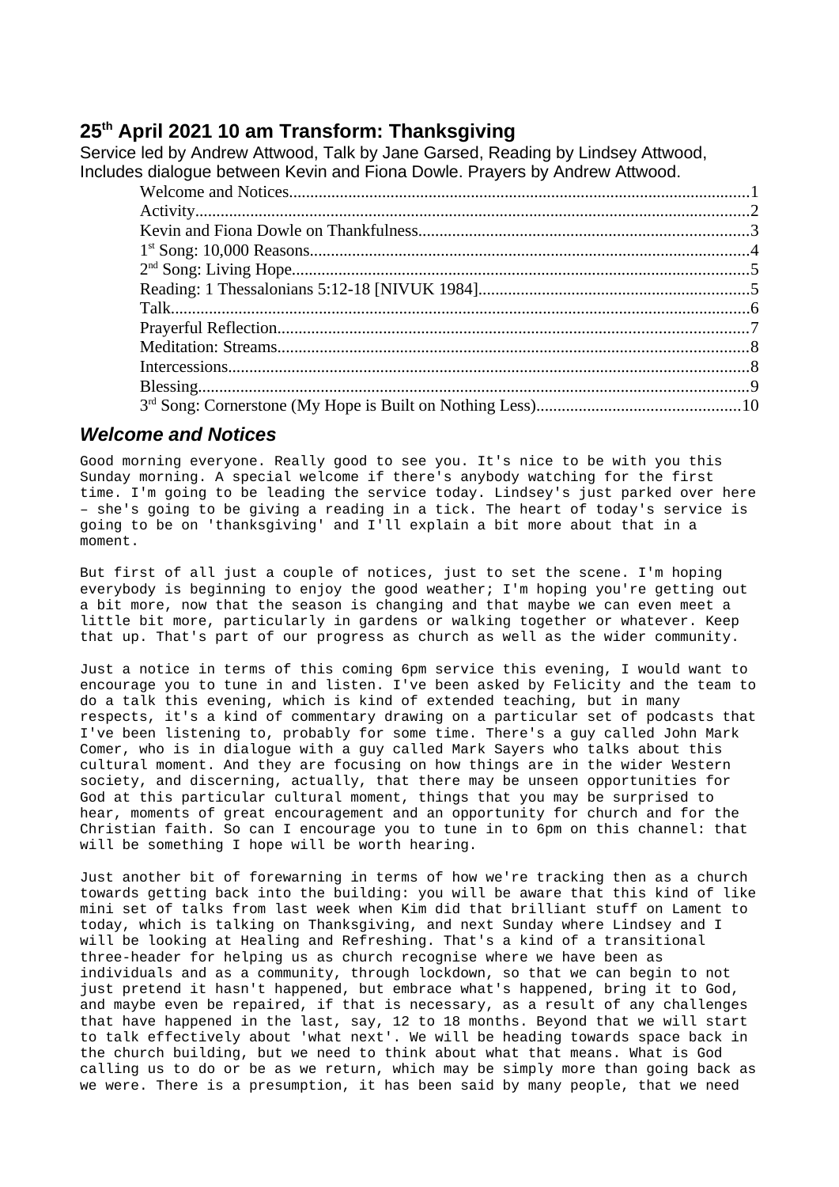# 25th April 2021 10 am Transform: Thanksgiving

Service led by Andrew Attwood, Talk by Jane Garsed, Reading by Lindsey Attwood, Includes dialogue between Kevin and Fiona Dowle. Prayers by Andrew Attwood.

- Welcome and Notices....1
- Activity....2
- Kevin and Fiona Dowle on Thankfulness....3
- 1st Song: 10,000 Reasons....4
- 2nd Song: Living Hope....5
- Reading: 1 Thessalonians 5:12-18 [NIVUK 1984]....5
- Talk....6
- Prayerful Reflection....7
- Meditation: Streams....8
- Intercessions....8
- Blessing....9
- 3rd Song: Cornerstone (My Hope is Built on Nothing Less)....10

## *Welcome and Notices*

Good morning everyone. Really good to see you. It's nice to be with you this Sunday morning. A special welcome if there's anybody watching for the first time. I'm going to be leading the service today. Lindsey's just parked over here – she's going to be giving a reading in a tick. The heart of today's service is going to be on 'thanksgiving' and I'll explain a bit more about that in a moment.

But first of all just a couple of notices, just to set the scene. I'm hoping everybody is beginning to enjoy the good weather; I'm hoping you're getting out a bit more, now that the season is changing and that maybe we can even meet a little bit more, particularly in gardens or walking together or whatever. Keep that up. That's part of our progress as church as well as the wider community.

Just a notice in terms of this coming 6pm service this evening, I would want to encourage you to tune in and listen. I've been asked by Felicity and the team to do a talk this evening, which is kind of extended teaching, but in many respects, it's a kind of commentary drawing on a particular set of podcasts that I've been listening to, probably for some time. There's a guy called John Mark Comer, who is in dialogue with a guy called Mark Sayers who talks about this cultural moment. And they are focusing on how things are in the wider Western society, and discerning, actually, that there may be unseen opportunities for God at this particular cultural moment, things that you may be surprised to hear, moments of great encouragement and an opportunity for church and for the Christian faith. So can I encourage you to tune in to 6pm on this channel: that will be something I hope will be worth hearing.

Just another bit of forewarning in terms of how we're tracking then as a church towards getting back into the building: you will be aware that this kind of like mini set of talks from last week when Kim did that brilliant stuff on Lament to today, which is talking on Thanksgiving, and next Sunday where Lindsey and I will be looking at Healing and Refreshing. That's a kind of a transitional three-header for helping us as church recognise where we have been as individuals and as a community, through lockdown, so that we can begin to not just pretend it hasn't happened, but embrace what's happened, bring it to God, and maybe even be repaired, if that is necessary, as a result of any challenges that have happened in the last, say, 12 to 18 months. Beyond that we will start to talk effectively about 'what next'. We will be heading towards space back in the church building, but we need to think about what that means. What is God calling us to do or be as we return, which may be simply more than going back as we were. There is a presumption, it has been said by many people, that we need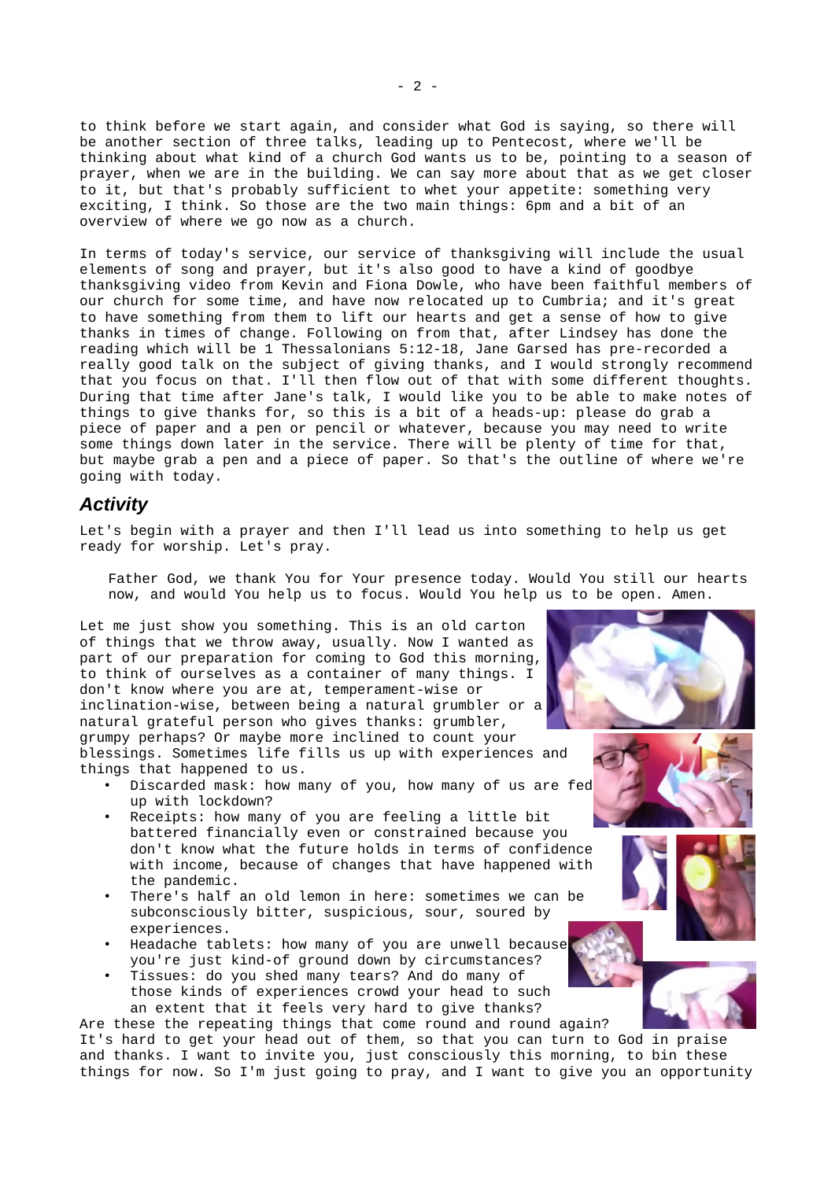to think before we start again, and consider what God is saying, so there will be another section of three talks, leading up to Pentecost, where we'll be thinking about what kind of a church God wants us to be, pointing to a season of prayer, when we are in the building. We can say more about that as we get closer to it, but that's probably sufficient to whet your appetite: something very exciting, I think. So those are the two main things: 6pm and a bit of an overview of where we go now as a church.

In terms of today's service, our service of thanksgiving will include the usual elements of song and prayer, but it's also good to have a kind of goodbye thanksgiving video from Kevin and Fiona Dowle, who have been faithful members of our church for some time, and have now relocated up to Cumbria; and it's great to have something from them to lift our hearts and get a sense of how to give thanks in times of change. Following on from that, after Lindsey has done the reading which will be 1 Thessalonians 5:12-18, Jane Garsed has pre-recorded a really good talk on the subject of giving thanks, and I would strongly recommend that you focus on that. I'll then flow out of that with some different thoughts. During that time after Jane's talk, I would like you to be able to make notes of things to give thanks for, so this is a bit of a heads-up: please do grab a piece of paper and a pen or pencil or whatever, because you may need to write some things down later in the service. There will be plenty of time for that, but maybe grab a pen and a piece of paper. So that's the outline of where we're going with today.

## *Activity*

Let's begin with a prayer and then I'll lead us into something to help us get ready for worship. Let's pray.

> Father God, we thank You for Your presence today. Would You still our hearts now, and would You help us to focus. Would You help us to be open. Amen.

Let me just show you something. This is an old carton of things that we throw away, usually. Now I wanted as part of our preparation for coming to God this morning, to think of ourselves as a container of many things. I don't know where you are at, temperament-wise or inclination-wise, between being a natural grumbler or a natural grateful person who gives thanks: grumbler, grumpy perhaps? Or maybe more inclined to count your blessings. Sometimes life fills us up with experiences and things that happened to us.

- Discarded mask: how many of you, how many of us are fed up with lockdown?
- Receipts: how many of you are feeling a little bit battered financially even or constrained because you don't know what the future holds in terms of confidence with income, because of changes that have happened with the pandemic.
- There's half an old lemon in here: sometimes we can be subconsciously bitter, suspicious, sour, soured by experiences.
- Headache tablets: how many of you are unwell because you're just kind-of ground down by circumstances?
- Tissues: do you shed many tears? And do many of those kinds of experiences crowd your head to such an extent that it feels very hard to give thanks?

Are these the repeating things that come round and round again? It's hard to get your head out of them, so that you can turn to God in praise and thanks. I want to invite you, just consciously this morning, to bin these things for now. So I'm just going to pray, and I want to give you an opportunity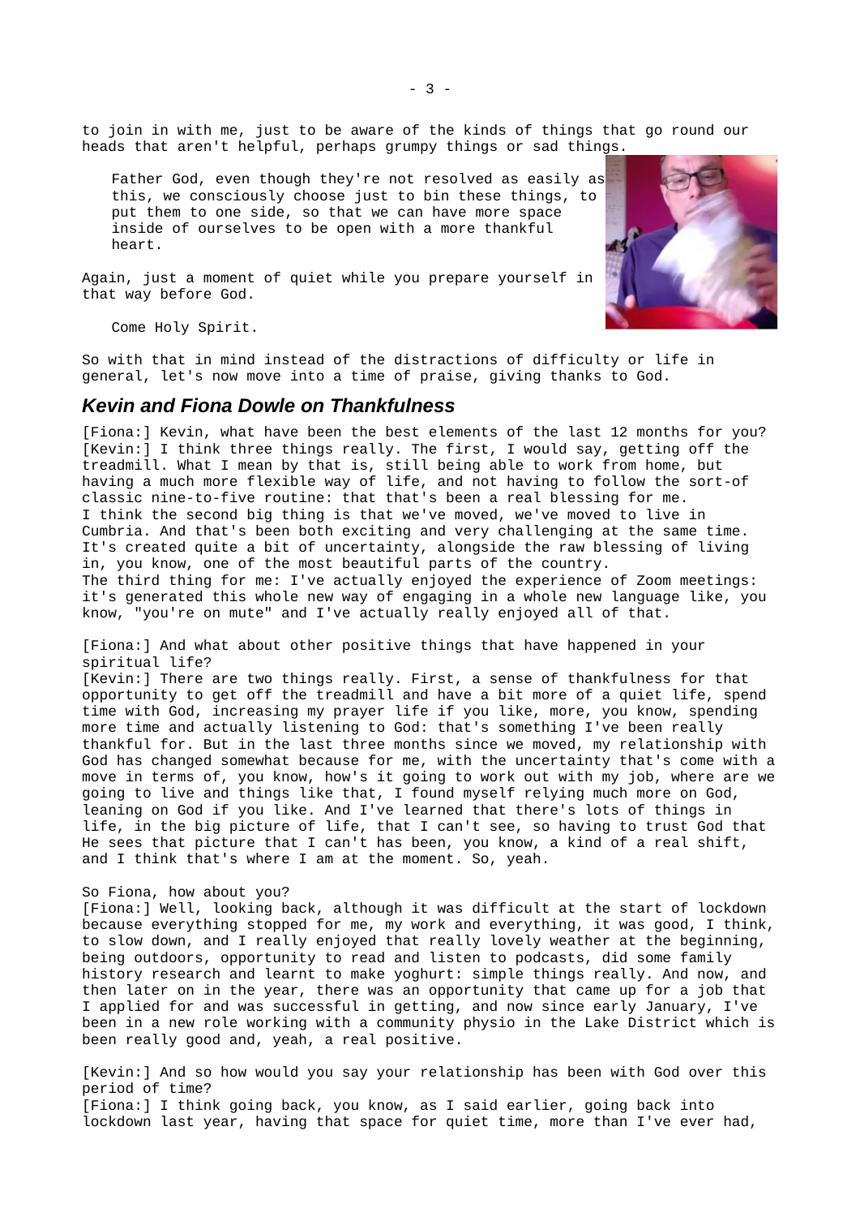to join in with me, just to be aware of the kinds of things that go round our heads that aren't helpful, perhaps grumpy things or sad things.

> Father God, even though they're not resolved as easily as this, we consciously choose just to bin these things, to put them to one side, so that we can have more space inside of ourselves to be open with a more thankful heart.

Again, just a moment of quiet while you prepare yourself in that way before God.

> Come Holy Spirit.

So with that in mind instead of the distractions of difficulty or life in general, let's now move into a time of praise, giving thanks to God.

## *Kevin and Fiona Dowle on Thankfulness*

[Fiona:] Kevin, what have been the best elements of the last 12 months for you?
[Kevin:] I think three things really. The first, I would say, getting off the treadmill. What I mean by that is, still being able to work from home, but having a much more flexible way of life, and not having to follow the sort-of classic nine-to-five routine: that that's been a real blessing for me.
I think the second big thing is that we've moved, we've moved to live in Cumbria. And that's been both exciting and very challenging at the same time. It's created quite a bit of uncertainty, alongside the raw blessing of living in, you know, one of the most beautiful parts of the country.
The third thing for me: I've actually enjoyed the experience of Zoom meetings: it's generated this whole new way of engaging in a whole new language like, you know, "you're on mute" and I've actually really enjoyed all of that.

[Fiona:] And what about other positive things that have happened in your spiritual life?
[Kevin:] There are two things really. First, a sense of thankfulness for that opportunity to get off the treadmill and have a bit more of a quiet life, spend time with God, increasing my prayer life if you like, more, you know, spending more time and actually listening to God: that's something I've been really thankful for. But in the last three months since we moved, my relationship with God has changed somewhat because for me, with the uncertainty that's come with a move in terms of, you know, how's it going to work out with my job, where are we going to live and things like that, I found myself relying much more on God, leaning on God if you like. And I've learned that there's lots of things in life, in the big picture of life, that I can't see, so having to trust God that He sees that picture that I can't has been, you know, a kind of a real shift, and I think that's where I am at the moment. So, yeah.

So Fiona, how about you?
[Fiona:] Well, looking back, although it was difficult at the start of lockdown because everything stopped for me, my work and everything, it was good, I think, to slow down, and I really enjoyed that really lovely weather at the beginning, being outdoors, opportunity to read and listen to podcasts, did some family history research and learnt to make yoghurt: simple things really. And now, and then later on in the year, there was an opportunity that came up for a job that I applied for and was successful in getting, and now since early January, I've been in a new role working with a community physio in the Lake District which is been really good and, yeah, a real positive.

[Kevin:] And so how would you say your relationship has been with God over this period of time?
[Fiona:] I think going back, you know, as I said earlier, going back into lockdown last year, having that space for quiet time, more than I've ever had,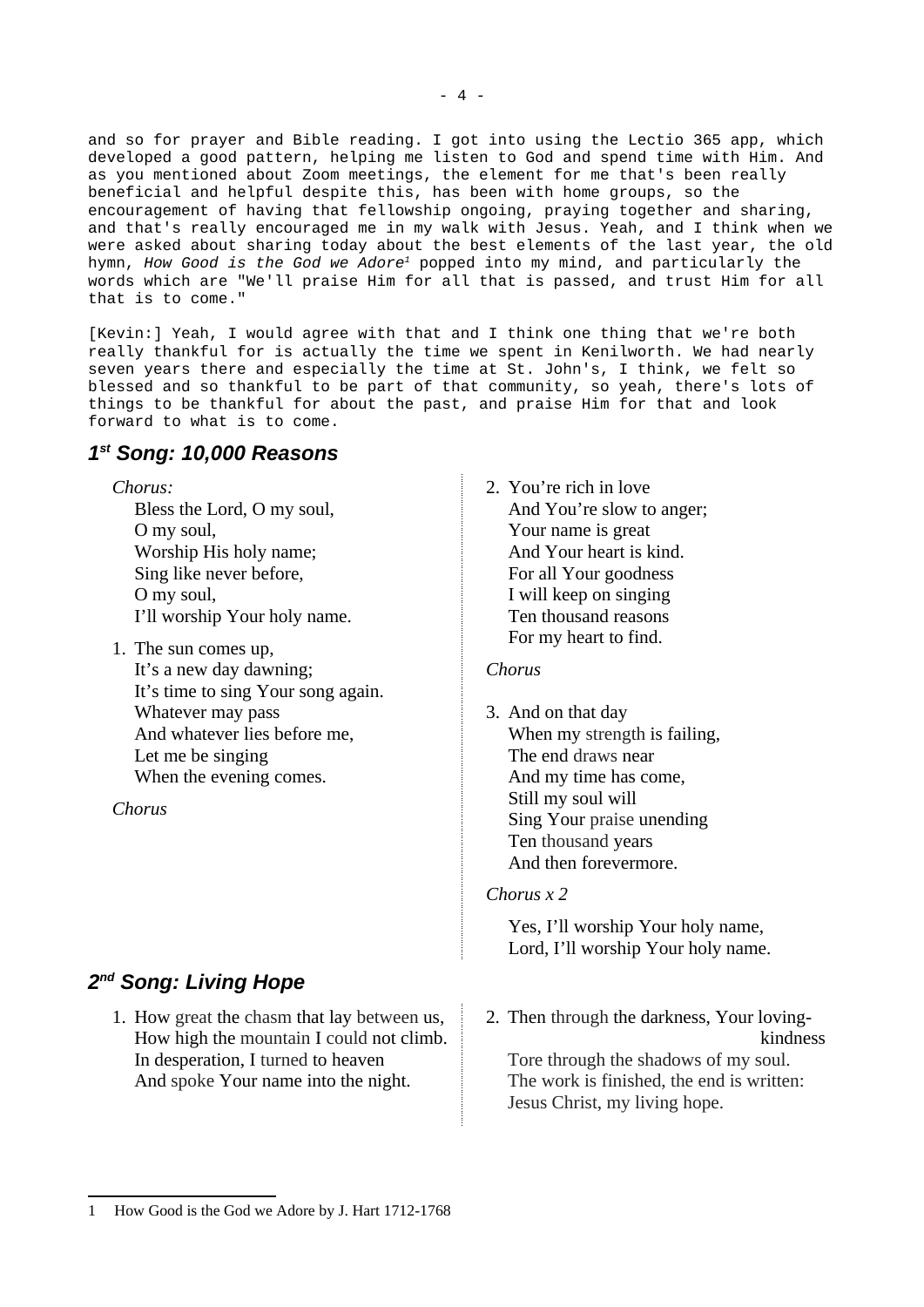and so for prayer and Bible reading. I got into using the Lectio 365 app, which developed a good pattern, helping me listen to God and spend time with Him. And as you mentioned about Zoom meetings, the element for me that's been really beneficial and helpful despite this, has been with home groups, so the encouragement of having that fellowship ongoing, praying together and sharing, and that's really encouraged me in my walk with Jesus. Yeah, and I think when we were asked about sharing today about the best elements of the last year, the old hymn, *How Good is the God we Adore*[1] popped into my mind, and particularly the words which are "We'll praise Him for all that is passed, and trust Him for all that is to come."

[Kevin:] Yeah, I would agree with that and I think one thing that we're both really thankful for is actually the time we spent in Kenilworth. We had nearly seven years there and especially the time at St. John's, I think, we felt so blessed and so thankful to be part of that community, so yeah, there's lots of things to be thankful for about the past, and praise Him for that and look forward to what is to come.

## 1st Song: 10,000 Reasons

*Chorus:*
Bless the Lord, O my soul,
O my soul,
Worship His holy name;
Sing like never before,
O my soul,
I'll worship Your holy name.

1. The sun comes up,
It's a new day dawning;
It's time to sing Your song again.
Whatever may pass
And whatever lies before me,
Let me be singing
When the evening comes.

*Chorus*

2. You're rich in love
And You're slow to anger;
Your name is great
And Your heart is kind.
For all Your goodness
I will keep on singing
Ten thousand reasons
For my heart to find.

*Chorus*

3. And on that day
When my strength is failing,
The end draws near
And my time has come,
Still my soul will
Sing Your praise unending
Ten thousand years
And then forevermore.

*Chorus x 2*

Yes, I'll worship Your holy name,
Lord, I'll worship Your holy name.

## 2nd Song: Living Hope

1. How great the chasm that lay between us,
How high the mountain I could not climb.
In desperation, I turned to heaven
And spoke Your name into the night.

2. Then through the darkness, Your loving-kindness
Tore through the shadows of my soul.
The work is finished, the end is written:
Jesus Christ, my living hope.

---

[1] How Good is the God we Adore by J. Hart 1712-1768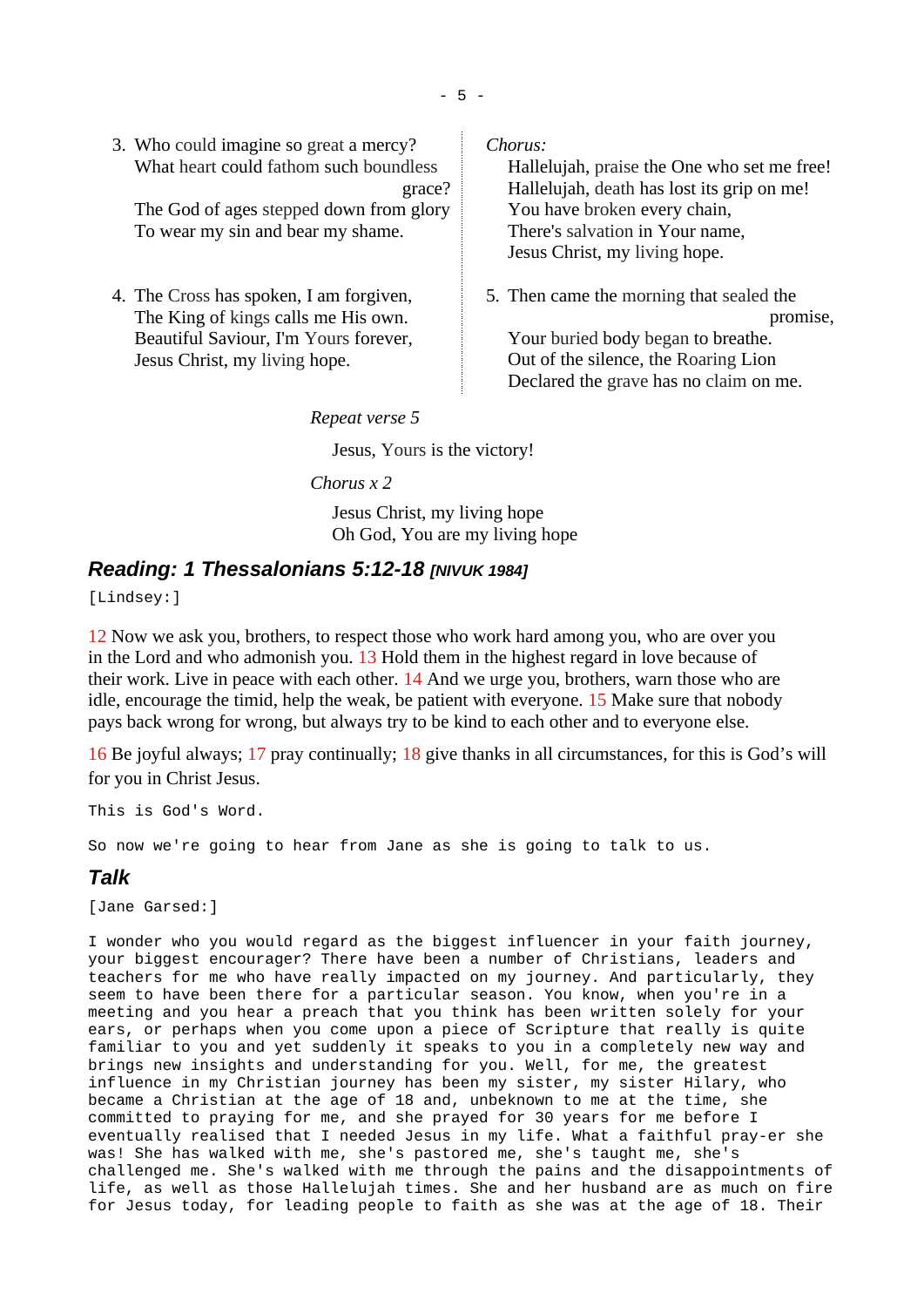3. Who could imagine so great a mercy?
   What heart could fathom such boundless grace?
   The God of ages stepped down from glory
   To wear my sin and bear my shame.

*Chorus:*
   Hallelujah, praise the One who set me free!
   Hallelujah, death has lost its grip on me!
   You have broken every chain,
   There's salvation in Your name,
   Jesus Christ, my living hope.

4. The Cross has spoken, I am forgiven,
   The King of kings calls me His own.
   Beautiful Saviour, I'm Yours forever,
   Jesus Christ, my living hope.

5. Then came the morning that sealed the promise,
   Your buried body began to breathe.
   Out of the silence, the Roaring Lion
   Declared the grave has no claim on me.

*Repeat verse 5*

Jesus, Yours is the victory!

*Chorus x 2*

Jesus Christ, my living hope
Oh God, You are my living hope

## Reading: 1 Thessalonians 5:12-18 *[NIVUK 1984]*

[Lindsey:]

12 Now we ask you, brothers, to respect those who work hard among you, who are over you in the Lord and who admonish you. 13 Hold them in the highest regard in love because of their work. Live in peace with each other. 14 And we urge you, brothers, warn those who are idle, encourage the timid, help the weak, be patient with everyone. 15 Make sure that nobody pays back wrong for wrong, but always try to be kind to each other and to everyone else.

16 Be joyful always; 17 pray continually; 18 give thanks in all circumstances, for this is God's will for you in Christ Jesus.

This is God's Word.

So now we're going to hear from Jane as she is going to talk to us.

## Talk

[Jane Garsed:]

I wonder who you would regard as the biggest influencer in your faith journey, your biggest encourager? There have been a number of Christians, leaders and teachers for me who have really impacted on my journey. And particularly, they seem to have been there for a particular season. You know, when you're in a meeting and you hear a preach that you think has been written solely for your ears, or perhaps when you come upon a piece of Scripture that really is quite familiar to you and yet suddenly it speaks to you in a completely new way and brings new insights and understanding for you. Well, for me, the greatest influence in my Christian journey has been my sister, my sister Hilary, who became a Christian at the age of 18 and, unbeknown to me at the time, she committed to praying for me, and she prayed for 30 years for me before I eventually realised that I needed Jesus in my life. What a faithful pray-er she was! She has walked with me, she's pastored me, she's taught me, she's challenged me. She's walked with me through the pains and the disappointments of life, as well as those Hallelujah times. She and her husband are as much on fire for Jesus today, for leading people to faith as she was at the age of 18. Their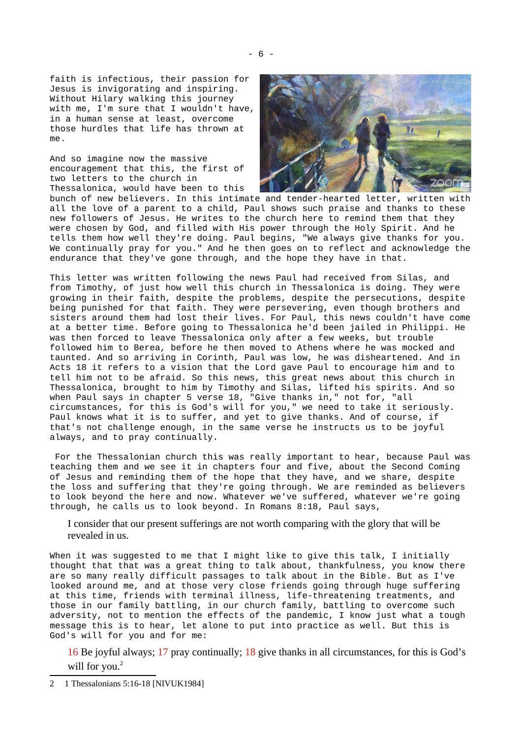faith is infectious, their passion for Jesus is invigorating and inspiring. Without Hilary walking this journey with me, I'm sure that I wouldn't have, in a human sense at least, overcome those hurdles that life has thrown at me.

And so imagine now the massive encouragement that this, the first of two letters to the church in Thessalonica, would have been to this bunch of new believers. In this intimate and tender-hearted letter, written with all the love of a parent to a child, Paul shows such praise and thanks to these new followers of Jesus. He writes to the church here to remind them that they were chosen by God, and filled with His power through the Holy Spirit. And he tells them how well they're doing. Paul begins, "We always give thanks for you. We continually pray for you." And he then goes on to reflect and acknowledge the endurance that they've gone through, and the hope they have in that.

This letter was written following the news Paul had received from Silas, and from Timothy, of just how well this church in Thessalonica is doing. They were growing in their faith, despite the problems, despite the persecutions, despite being punished for that faith. They were persevering, even though brothers and sisters around them had lost their lives. For Paul, this news couldn't have come at a better time. Before going to Thessalonica he'd been jailed in Philippi. He was then forced to leave Thessalonica only after a few weeks, but trouble followed him to Berea, before he then moved to Athens where he was mocked and taunted. And so arriving in Corinth, Paul was low, he was disheartened. And in Acts 18 it refers to a vision that the Lord gave Paul to encourage him and to tell him not to be afraid. So this news, this great news about this church in Thessalonica, brought to him by Timothy and Silas, lifted his spirits. And so when Paul says in chapter 5 verse 18, "Give thanks in," not for, "all circumstances, for this is God's will for you," we need to take it seriously. Paul knows what it is to suffer, and yet to give thanks. And of course, if that's not challenge enough, in the same verse he instructs us to be joyful always, and to pray continually.

For the Thessalonian church this was really important to hear, because Paul was teaching them and we see it in chapters four and five, about the Second Coming of Jesus and reminding them of the hope that they have, and we share, despite the loss and suffering that they're going through. We are reminded as believers to look beyond the here and now. Whatever we've suffered, whatever we're going through, he calls us to look beyond. In Romans 8:18, Paul says,

> I consider that our present sufferings are not worth comparing with the glory that will be revealed in us.

When it was suggested to me that I might like to give this talk, I initially thought that that was a great thing to talk about, thankfulness, you know there are so many really difficult passages to talk about in the Bible. But as I've looked around me, and at those very close friends going through huge suffering at this time, friends with terminal illness, life-threatening treatments, and those in our family battling, in our church family, battling to overcome such adversity, not to mention the effects of the pandemic, I know just what a tough message this is to hear, let alone to put into practice as well. But this is God's will for you and for me:

> 16 Be joyful always; 17 pray continually; 18 give thanks in all circumstances, for this is God's will for you.[2]

---

2 1 Thessalonians 5:16-18 [NIVUK1984]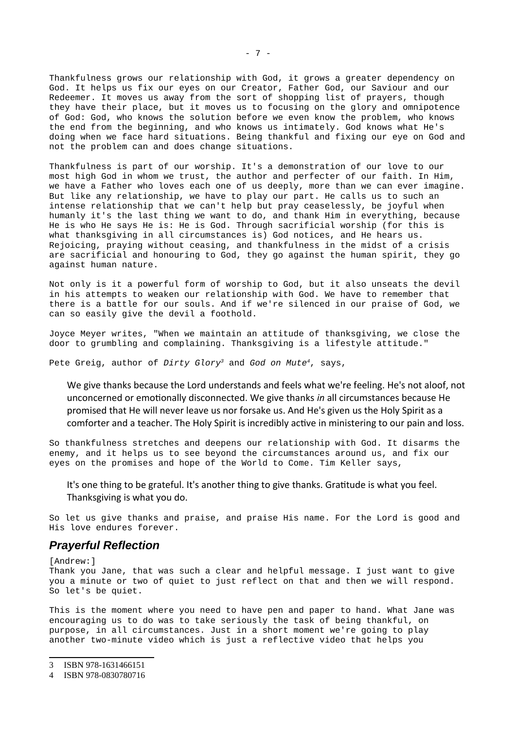Thankfulness grows our relationship with God, it grows a greater dependency on God. It helps us fix our eyes on our Creator, Father God, our Saviour and our Redeemer. It moves us away from the sort of shopping list of prayers, though they have their place, but it moves us to focusing on the glory and omnipotence of God: God, who knows the solution before we even know the problem, who knows the end from the beginning, and who knows us intimately. God knows what He's doing when we face hard situations. Being thankful and fixing our eye on God and not the problem can and does change situations.

Thankfulness is part of our worship. It's a demonstration of our love to our most high God in whom we trust, the author and perfecter of our faith. In Him, we have a Father who loves each one of us deeply, more than we can ever imagine. But like any relationship, we have to play our part. He calls us to such an intense relationship that we can't help but pray ceaselessly, be joyful when humanly it's the last thing we want to do, and thank Him in everything, because He is who He says He is: He is God. Through sacrificial worship (for this is what thanksgiving in all circumstances is) God notices, and He hears us. Rejoicing, praying without ceasing, and thankfulness in the midst of a crisis are sacrificial and honouring to God, they go against the human spirit, they go against human nature.

Not only is it a powerful form of worship to God, but it also unseats the devil in his attempts to weaken our relationship with God. We have to remember that there is a battle for our souls. And if we're silenced in our praise of God, we can so easily give the devil a foothold.

Joyce Meyer writes, "When we maintain an attitude of thanksgiving, we close the door to grumbling and complaining. Thanksgiving is a lifestyle attitude."

Pete Greig, author of *Dirty Glory*[3] and *God on Mute*[4], says,

> We give thanks because the Lord understands and feels what we're feeling. He's not aloof, not unconcerned or emotionally disconnected. We give thanks *in* all circumstances because He promised that He will never leave us nor forsake us. And He's given us the Holy Spirit as a comforter and a teacher. The Holy Spirit is incredibly active in ministering to our pain and loss.

So thankfulness stretches and deepens our relationship with God. It disarms the enemy, and it helps us to see beyond the circumstances around us, and fix our eyes on the promises and hope of the World to Come. Tim Keller says,

> It's one thing to be grateful. It's another thing to give thanks. Gratitude is what you feel. Thanksgiving is what you do.

So let us give thanks and praise, and praise His name. For the Lord is good and His love endures forever.

## *Prayerful Reflection*

[Andrew:]
Thank you Jane, that was such a clear and helpful message. I just want to give you a minute or two of quiet to just reflect on that and then we will respond. So let's be quiet.

This is the moment where you need to have pen and paper to hand. What Jane was encouraging us to do was to take seriously the task of being thankful, on purpose, in all circumstances. Just in a short moment we're going to play another two-minute video which is just a reflective video that helps you

---

3 ISBN 978-1631466151

4 ISBN 978-0830780716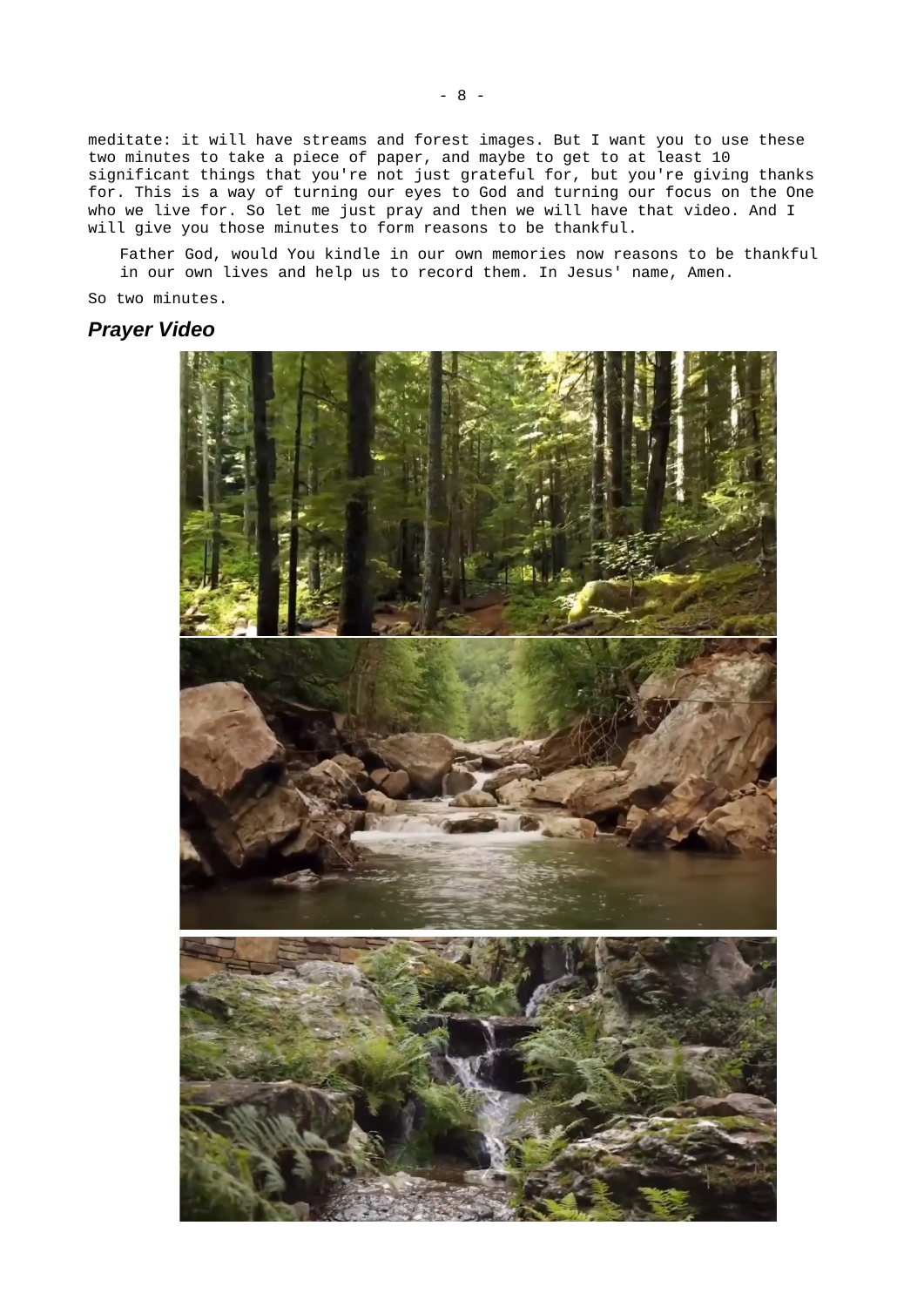meditate: it will have streams and forest images. But I want you to use these two minutes to take a piece of paper, and maybe to get to at least 10 significant things that you're not just grateful for, but you're giving thanks for. This is a way of turning our eyes to God and turning our focus on the One who we live for. So let me just pray and then we will have that video. And I will give you those minutes to form reasons to be thankful.

> Father God, would You kindle in our own memories now reasons to be thankful in our own lives and help us to record them. In Jesus' name, Amen.

So two minutes.

## ***Prayer Video***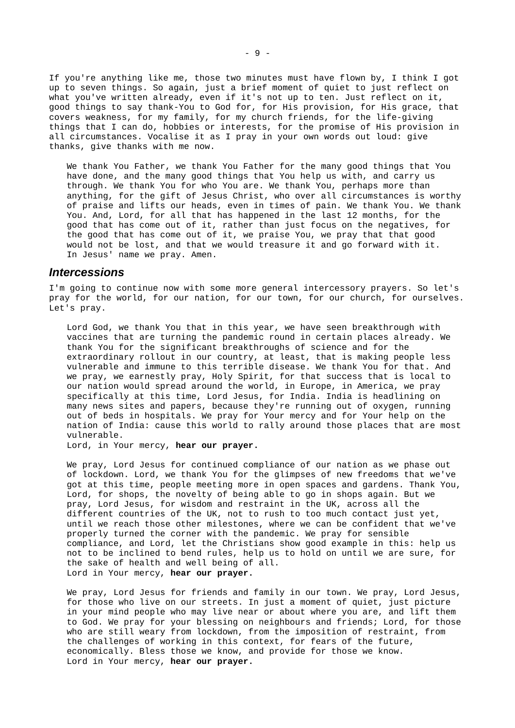If you're anything like me, those two minutes must have flown by, I think I got up to seven things. So again, just a brief moment of quiet to just reflect on what you've written already, even if it's not up to ten. Just reflect on it, good things to say thank-You to God for, for His provision, for His grace, that covers weakness, for my family, for my church friends, for the life-giving things that I can do, hobbies or interests, for the promise of His provision in all circumstances. Vocalise it as I pray in your own words out loud: give thanks, give thanks with me now.

> We thank You Father, we thank You Father for the many good things that You have done, and the many good things that You help us with, and carry us through. We thank You for who You are. We thank You, perhaps more than anything, for the gift of Jesus Christ, who over all circumstances is worthy of praise and lifts our heads, even in times of pain. We thank You. We thank You. And, Lord, for all that has happened in the last 12 months, for the good that has come out of it, rather than just focus on the negatives, for the good that has come out of it, we praise You, we pray that that good would not be lost, and that we would treasure it and go forward with it. In Jesus' name we pray. Amen.

## Intercessions

I'm going to continue now with some more general intercessory prayers. So let's pray for the world, for our nation, for our town, for our church, for ourselves. Let's pray.

> Lord God, we thank You that in this year, we have seen breakthrough with vaccines that are turning the pandemic round in certain places already. We thank You for the significant breakthroughs of science and for the extraordinary rollout in our country, at least, that is making people less vulnerable and immune to this terrible disease. We thank You for that. And we pray, we earnestly pray, Holy Spirit, for that success that is local to our nation would spread around the world, in Europe, in America, we pray specifically at this time, Lord Jesus, for India. India is headlining on many news sites and papers, because they're running out of oxygen, running out of beds in hospitals. We pray for Your mercy and for Your help on the nation of India: cause this world to rally around those places that are most vulnerable.
> Lord, in Your mercy, **hear our prayer.**

> We pray, Lord Jesus for continued compliance of our nation as we phase out of lockdown. Lord, we thank You for the glimpses of new freedoms that we've got at this time, people meeting more in open spaces and gardens. Thank You, Lord, for shops, the novelty of being able to go in shops again. But we pray, Lord Jesus, for wisdom and restraint in the UK, across all the different countries of the UK, not to rush to too much contact just yet, until we reach those other milestones, where we can be confident that we've properly turned the corner with the pandemic. We pray for sensible compliance, and Lord, let the Christians show good example in this: help us not to be inclined to bend rules, help us to hold on until we are sure, for the sake of health and well being of all.
> Lord in Your mercy, **hear our prayer.**

> We pray, Lord Jesus for friends and family in our town. We pray, Lord Jesus, for those who live on our streets. In just a moment of quiet, just picture in your mind people who may live near or about where you are, and lift them to God. We pray for your blessing on neighbours and friends; Lord, for those who are still weary from lockdown, from the imposition of restraint, from the challenges of working in this context, for fears of the future, economically. Bless those we know, and provide for those we know.
> Lord in Your mercy, **hear our prayer.**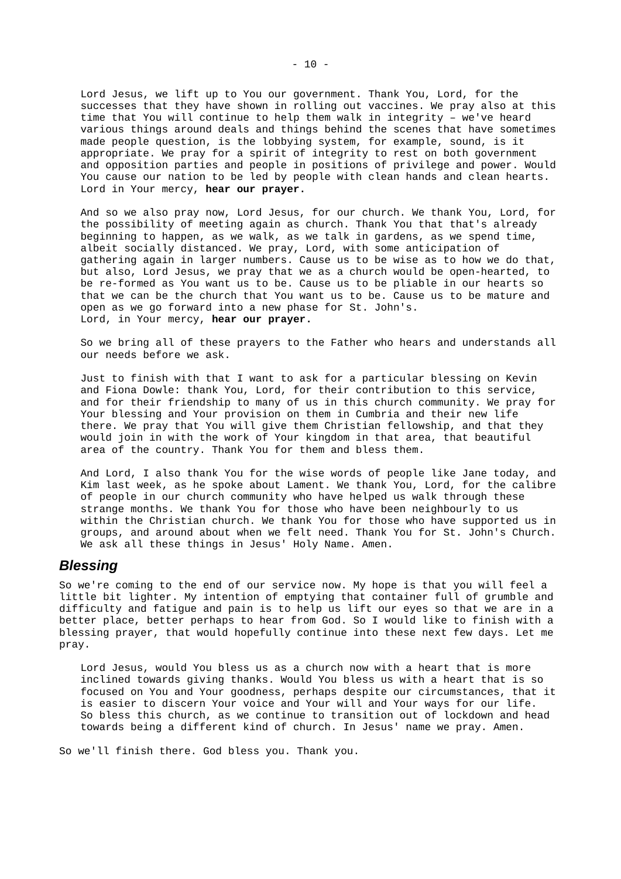Lord Jesus, we lift up to You our government. Thank You, Lord, for the successes that they have shown in rolling out vaccines. We pray also at this time that You will continue to help them walk in integrity – we've heard various things around deals and things behind the scenes that have sometimes made people question, is the lobbying system, for example, sound, is it appropriate. We pray for a spirit of integrity to rest on both government and opposition parties and people in positions of privilege and power. Would You cause our nation to be led by people with clean hands and clean hearts. Lord in Your mercy, **hear our prayer.**

And so we also pray now, Lord Jesus, for our church. We thank You, Lord, for the possibility of meeting again as church. Thank You that that's already beginning to happen, as we walk, as we talk in gardens, as we spend time, albeit socially distanced. We pray, Lord, with some anticipation of gathering again in larger numbers. Cause us to be wise as to how we do that, but also, Lord Jesus, we pray that we as a church would be open-hearted, to be re-formed as You want us to be. Cause us to be pliable in our hearts so that we can be the church that You want us to be. Cause us to be mature and open as we go forward into a new phase for St. John's.
Lord, in Your mercy, **hear our prayer.**

So we bring all of these prayers to the Father who hears and understands all our needs before we ask.

Just to finish with that I want to ask for a particular blessing on Kevin and Fiona Dowle: thank You, Lord, for their contribution to this service, and for their friendship to many of us in this church community. We pray for Your blessing and Your provision on them in Cumbria and their new life there. We pray that You will give them Christian fellowship, and that they would join in with the work of Your kingdom in that area, that beautiful area of the country. Thank You for them and bless them.

And Lord, I also thank You for the wise words of people like Jane today, and Kim last week, as he spoke about Lament. We thank You, Lord, for the calibre of people in our church community who have helped us walk through these strange months. We thank You for those who have been neighbourly to us within the Christian church. We thank You for those who have supported us in groups, and around about when we felt need. Thank You for St. John's Church. We ask all these things in Jesus' Holy Name. Amen.

## *Blessing*

So we're coming to the end of our service now. My hope is that you will feel a little bit lighter. My intention of emptying that container full of grumble and difficulty and fatigue and pain is to help us lift our eyes so that we are in a better place, better perhaps to hear from God. So I would like to finish with a blessing prayer, that would hopefully continue into these next few days. Let me pray.

Lord Jesus, would You bless us as a church now with a heart that is more inclined towards giving thanks. Would You bless us with a heart that is so focused on You and Your goodness, perhaps despite our circumstances, that it is easier to discern Your voice and Your will and Your ways for our life. So bless this church, as we continue to transition out of lockdown and head towards being a different kind of church. In Jesus' name we pray. Amen.

So we'll finish there. God bless you. Thank you.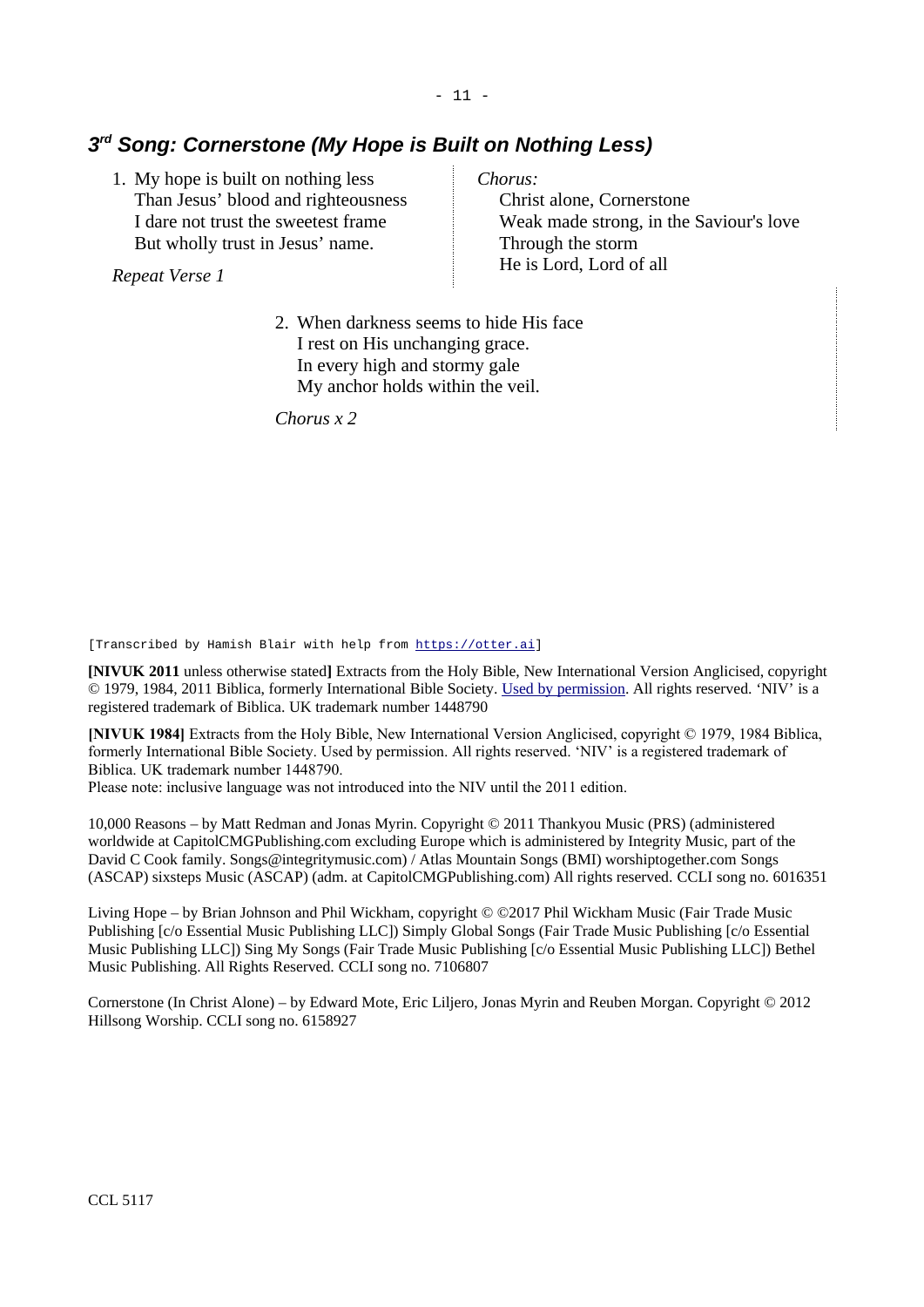### 3rd Song: Cornerstone (My Hope is Built on Nothing Less)

1. My hope is built on nothing less
   Than Jesus' blood and righteousness
   I dare not trust the sweetest frame
   But wholly trust in Jesus' name.

   *Repeat Verse 1*

*Chorus:*
Christ alone, Cornerstone
Weak made strong, in the Saviour's love
Through the storm
He is Lord, Lord of all

2. When darkness seems to hide His face
   I rest on His unchanging grace.
   In every high and stormy gale
   My anchor holds within the veil.

   *Chorus x 2*

[Transcribed by Hamish Blair with help from https://otter.ai]

**[NIVUK 2011** unless otherwise stated**]** Extracts from the Holy Bible, New International Version Anglicised, copyright © 1979, 1984, 2011 Biblica, formerly International Bible Society. Used by permission. All rights reserved. 'NIV' is a registered trademark of Biblica. UK trademark number 1448790

**[NIVUK 1984]** Extracts from the Holy Bible, New International Version Anglicised, copyright © 1979, 1984 Biblica, formerly International Bible Society. Used by permission. All rights reserved. 'NIV' is a registered trademark of Biblica. UK trademark number 1448790.
Please note: inclusive language was not introduced into the NIV until the 2011 edition.

10,000 Reasons – by Matt Redman and Jonas Myrin. Copyright © 2011 Thankyou Music (PRS) (administered worldwide at CapitolCMGPublishing.com excluding Europe which is administered by Integrity Music, part of the David C Cook family. Songs@integritymusic.com) / Atlas Mountain Songs (BMI) worshiptogether.com Songs (ASCAP) sixsteps Music (ASCAP) (adm. at CapitolCMGPublishing.com) All rights reserved. CCLI song no. 6016351

Living Hope – by Brian Johnson and Phil Wickham, copyright © ©2017 Phil Wickham Music (Fair Trade Music Publishing [c/o Essential Music Publishing LLC]) Simply Global Songs (Fair Trade Music Publishing [c/o Essential Music Publishing LLC]) Sing My Songs (Fair Trade Music Publishing [c/o Essential Music Publishing LLC]) Bethel Music Publishing. All Rights Reserved. CCLI song no. 7106807

Cornerstone (In Christ Alone) – by Edward Mote, Eric Liljero, Jonas Myrin and Reuben Morgan. Copyright © 2012 Hillsong Worship. CCLI song no. 6158927

CCL 5117